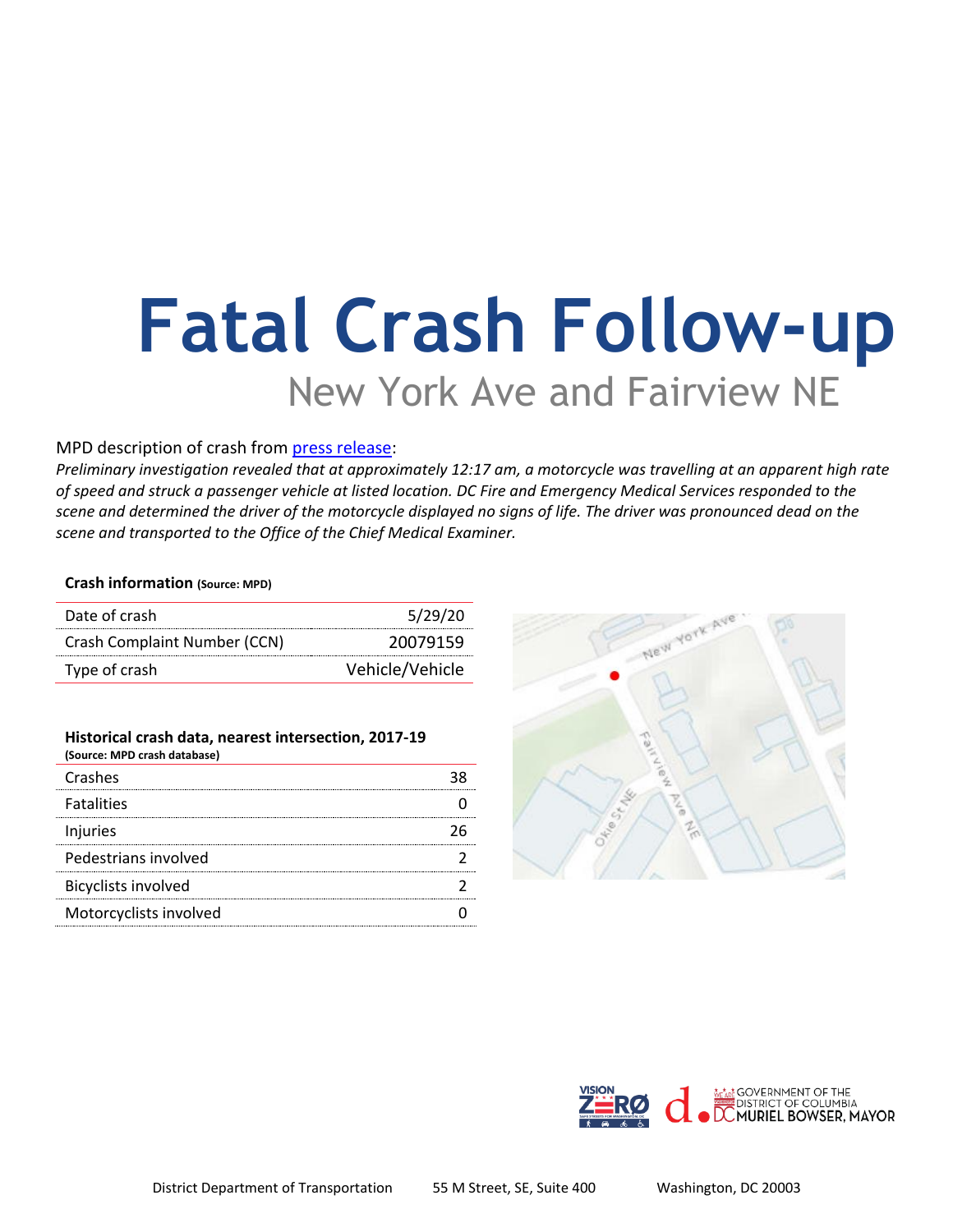# Fatal Crash Follow-up

## New York Ave and Fairview NE

MPD description of crash from [press release]:

*Preliminary investigation revealed that at approximately 12:17 am, a motorcycle was travelling at an apparent high rate of speed and struck a passenger vehicle at listed location. DC Fire and Emergency Medical Services responded to the scene and determined the driver of the motorcycle displayed no signs of life. The driver was pronounced dead on the scene and transported to the Office of the Chief Medical Examiner.*

**Crash information** **(Source: MPD)**

| | |
|---|---|
| Date of crash | 5/29/20 |
| Crash Complaint Number (CCN) | 20079159 |
| Type of crash | Vehicle/Vehicle |

**Historical crash data, nearest intersection, 2017-19**
**(Source: MPD crash database)**

| | |
|---|---|
| Crashes | 38 |
| Fatalities | 0 |
| Injuries | 26 |
| Pedestrians involved | 2 |
| Bicyclists involved | 2 |
| Motorcyclists involved | 0 |

District Department of Transportation 55 M Street, SE, Suite 400 Washington, DC 20003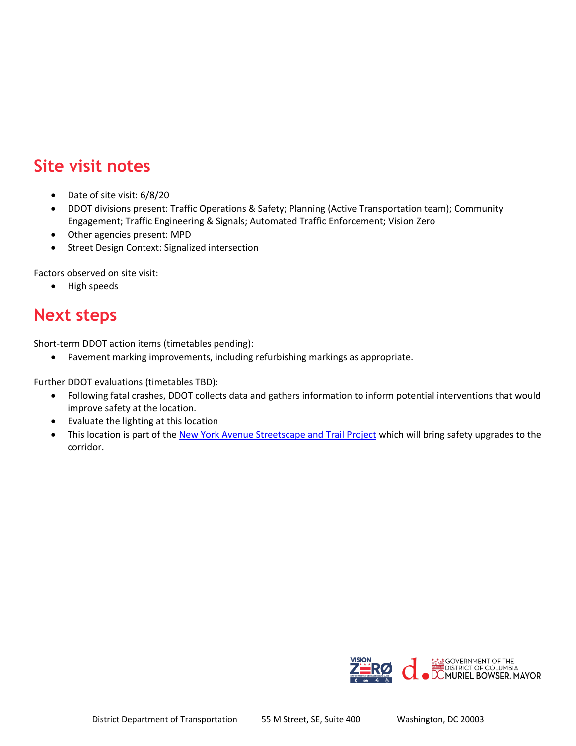## Site visit notes

- Date of site visit: 6/8/20
- DDOT divisions present: Traffic Operations & Safety; Planning (Active Transportation team); Community Engagement; Traffic Engineering & Signals; Automated Traffic Enforcement; Vision Zero
- Other agencies present: MPD
- Street Design Context: Signalized intersection

Factors observed on site visit:

- High speeds

## Next steps

Short-term DDOT action items (timetables pending):

- Pavement marking improvements, including refurbishing markings as appropriate.

Further DDOT evaluations (timetables TBD):

- Following fatal crashes, DDOT collects data and gathers information to inform potential interventions that would improve safety at the location.
- Evaluate the lighting at this location
- This location is part of the New York Avenue Streetscape and Trail Project which will bring safety upgrades to the corridor.